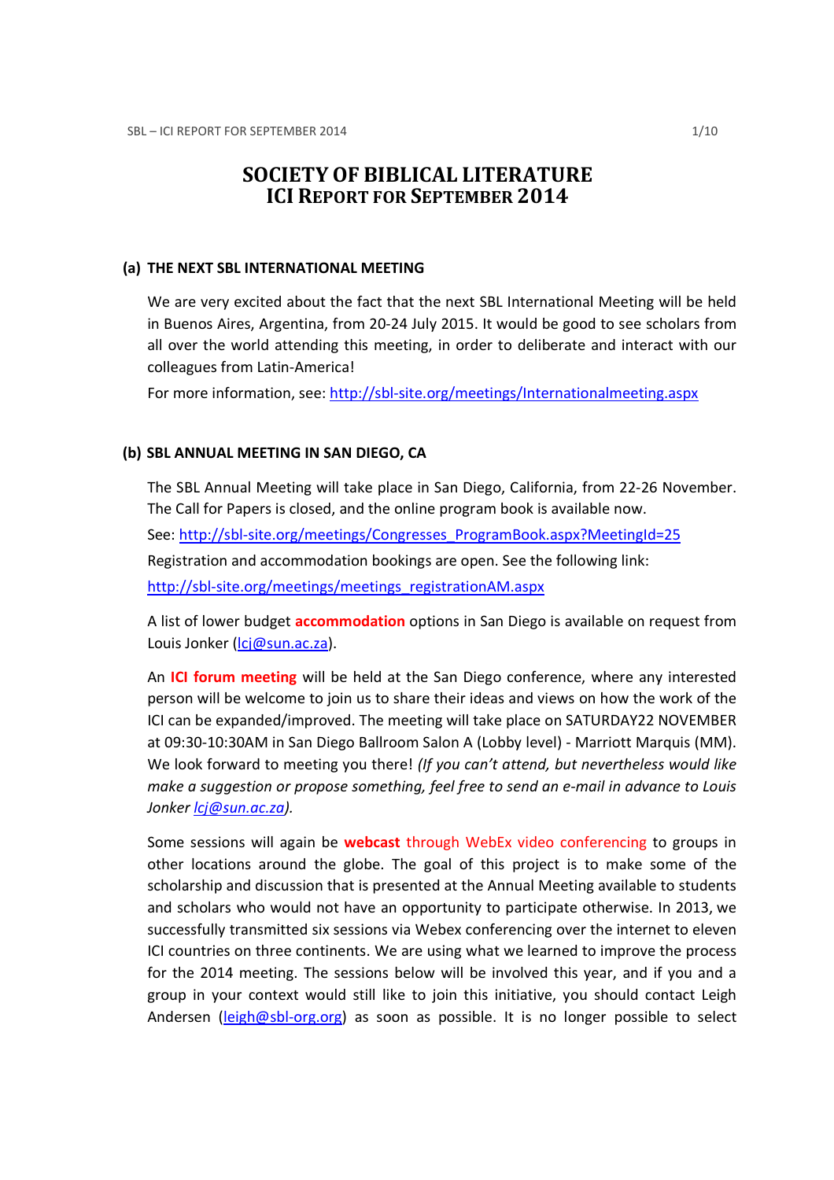# SOCIETY OF BIBLICAL LITERATURE
## ICI REPORT FOR SEPTEMBER 2014

### (a) THE NEXT SBL INTERNATIONAL MEETING

We are very excited about the fact that the next SBL International Meeting will be held in Buenos Aires, Argentina, from 20-24 July 2015. It would be good to see scholars from all over the world attending this meeting, in order to deliberate and interact with our colleagues from Latin-America!

For more information, see: http://sbl-site.org/meetings/Internationalmeeting.aspx

### (b) SBL ANNUAL MEETING IN SAN DIEGO, CA

The SBL Annual Meeting will take place in San Diego, California, from 22-26 November. The Call for Papers is closed, and the online program book is available now.

See: http://sbl-site.org/meetings/Congresses_ProgramBook.aspx?MeetingId=25

Registration and accommodation bookings are open. See the following link:

http://sbl-site.org/meetings/meetings_registrationAM.aspx

A list of lower budget **accommodation** options in San Diego is available on request from Louis Jonker (lcj@sun.ac.za).

An **ICI forum meeting** will be held at the San Diego conference, where any interested person will be welcome to join us to share their ideas and views on how the work of the ICI can be expanded/improved. The meeting will take place on SATURDAY22 NOVEMBER at 09:30-10:30AM in San Diego Ballroom Salon A (Lobby level) - Marriott Marquis (MM). We look forward to meeting you there! *(If you can't attend, but nevertheless would like make a suggestion or propose something, feel free to send an e-mail in advance to Louis Jonker lcj@sun.ac.za).*

Some sessions will again be **webcast** through WebEx video conferencing to groups in other locations around the globe. The goal of this project is to make some of the scholarship and discussion that is presented at the Annual Meeting available to students and scholars who would not have an opportunity to participate otherwise. In 2013, we successfully transmitted six sessions via Webex conferencing over the internet to eleven ICI countries on three continents. We are using what we learned to improve the process for the 2014 meeting. The sessions below will be involved this year, and if you and a group in your context would still like to join this initiative, you should contact Leigh Andersen (leigh@sbl-org.org) as soon as possible. It is no longer possible to select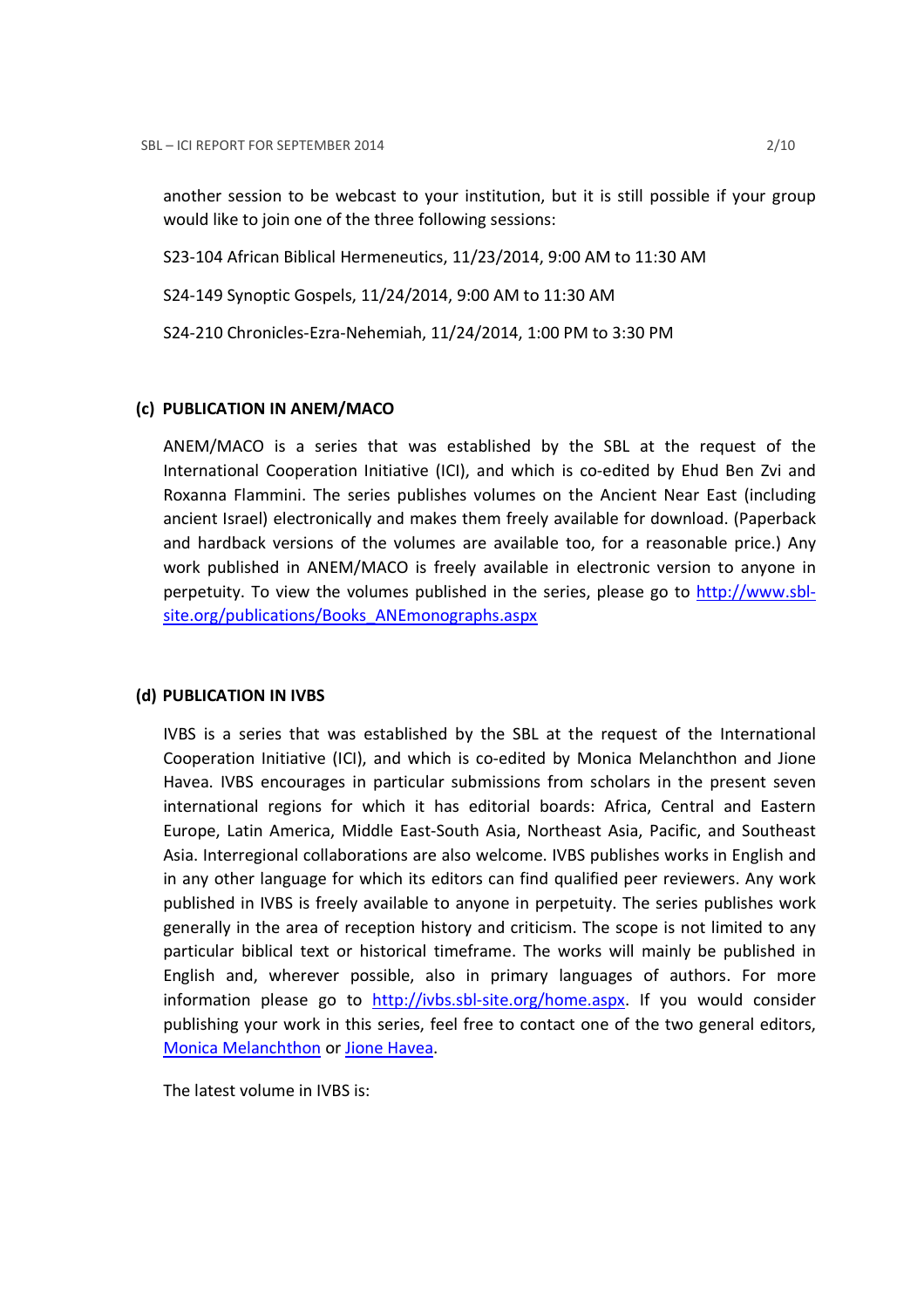another session to be webcast to your institution, but it is still possible if your group would like to join one of the three following sessions:

S23-104 African Biblical Hermeneutics, 11/23/2014, 9:00 AM to 11:30 AM

S24-149 Synoptic Gospels, 11/24/2014, 9:00 AM to 11:30 AM

S24-210 Chronicles-Ezra-Nehemiah, 11/24/2014, 1:00 PM to 3:30 PM

## (c) PUBLICATION IN ANEM/MACO

ANEM/MACO is a series that was established by the SBL at the request of the International Cooperation Initiative (ICI), and which is co-edited by Ehud Ben Zvi and Roxanna Flammini. The series publishes volumes on the Ancient Near East (including ancient Israel) electronically and makes them freely available for download. (Paperback and hardback versions of the volumes are available too, for a reasonable price.) Any work published in ANEM/MACO is freely available in electronic version to anyone in perpetuity. To view the volumes published in the series, please go to [http://www.sbl-site.org/publications/Books_ANEmonographs.aspx](http://www.sbl-site.org/publications/Books_ANEmonographs.aspx)

## (d) PUBLICATION IN IVBS

IVBS is a series that was established by the SBL at the request of the International Cooperation Initiative (ICI), and which is co-edited by Monica Melanchthon and Jione Havea. IVBS encourages in particular submissions from scholars in the present seven international regions for which it has editorial boards: Africa, Central and Eastern Europe, Latin America, Middle East-South Asia, Northeast Asia, Pacific, and Southeast Asia. Interregional collaborations are also welcome. IVBS publishes works in English and in any other language for which its editors can find qualified peer reviewers. Any work published in IVBS is freely available to anyone in perpetuity. The series publishes work generally in the area of reception history and criticism. The scope is not limited to any particular biblical text or historical timeframe. The works will mainly be published in English and, wherever possible, also in primary languages of authors. For more information please go to [http://ivbs.sbl-site.org/home.aspx](http://ivbs.sbl-site.org/home.aspx). If you would consider publishing your work in this series, feel free to contact one of the two general editors, Monica Melanchthon or Jione Havea.

The latest volume in IVBS is: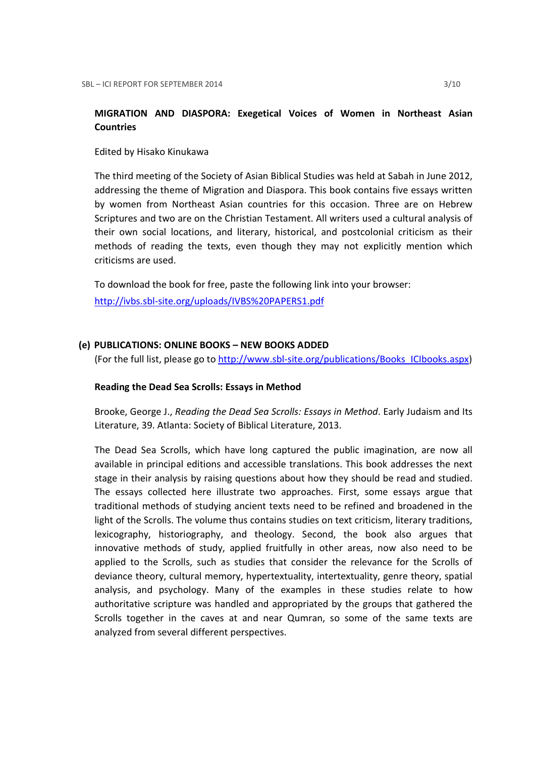**MIGRATION AND DIASPORA: Exegetical Voices of Women in Northeast Asian Countries**

Edited by Hisako Kinukawa

The third meeting of the Society of Asian Biblical Studies was held at Sabah in June 2012, addressing the theme of Migration and Diaspora. This book contains five essays written by women from Northeast Asian countries for this occasion. Three are on Hebrew Scriptures and two are on the Christian Testament. All writers used a cultural analysis of their own social locations, and literary, historical, and postcolonial criticism as their methods of reading the texts, even though they may not explicitly mention which criticisms are used.

To download the book for free, paste the following link into your browser: [http://ivbs.sbl-site.org/uploads/IVBS%20PAPERS1.pdf](http://ivbs.sbl-site.org/uploads/IVBS%20PAPERS1.pdf)

## (e) PUBLICATIONS: ONLINE BOOKS – NEW BOOKS ADDED

(For the full list, please go to [http://www.sbl-site.org/publications/Books_ICIbooks.aspx](http://www.sbl-site.org/publications/Books_ICIbooks.aspx))

**Reading the Dead Sea Scrolls: Essays in Method**

Brooke, George J., *Reading the Dead Sea Scrolls: Essays in Method*. Early Judaism and Its Literature, 39. Atlanta: Society of Biblical Literature, 2013.

The Dead Sea Scrolls, which have long captured the public imagination, are now all available in principal editions and accessible translations. This book addresses the next stage in their analysis by raising questions about how they should be read and studied. The essays collected here illustrate two approaches. First, some essays argue that traditional methods of studying ancient texts need to be refined and broadened in the light of the Scrolls. The volume thus contains studies on text criticism, literary traditions, lexicography, historiography, and theology. Second, the book also argues that innovative methods of study, applied fruitfully in other areas, now also need to be applied to the Scrolls, such as studies that consider the relevance for the Scrolls of deviance theory, cultural memory, hypertextuality, intertextuality, genre theory, spatial analysis, and psychology. Many of the examples in these studies relate to how authoritative scripture was handled and appropriated by the groups that gathered the Scrolls together in the caves at and near Qumran, so some of the same texts are analyzed from several different perspectives.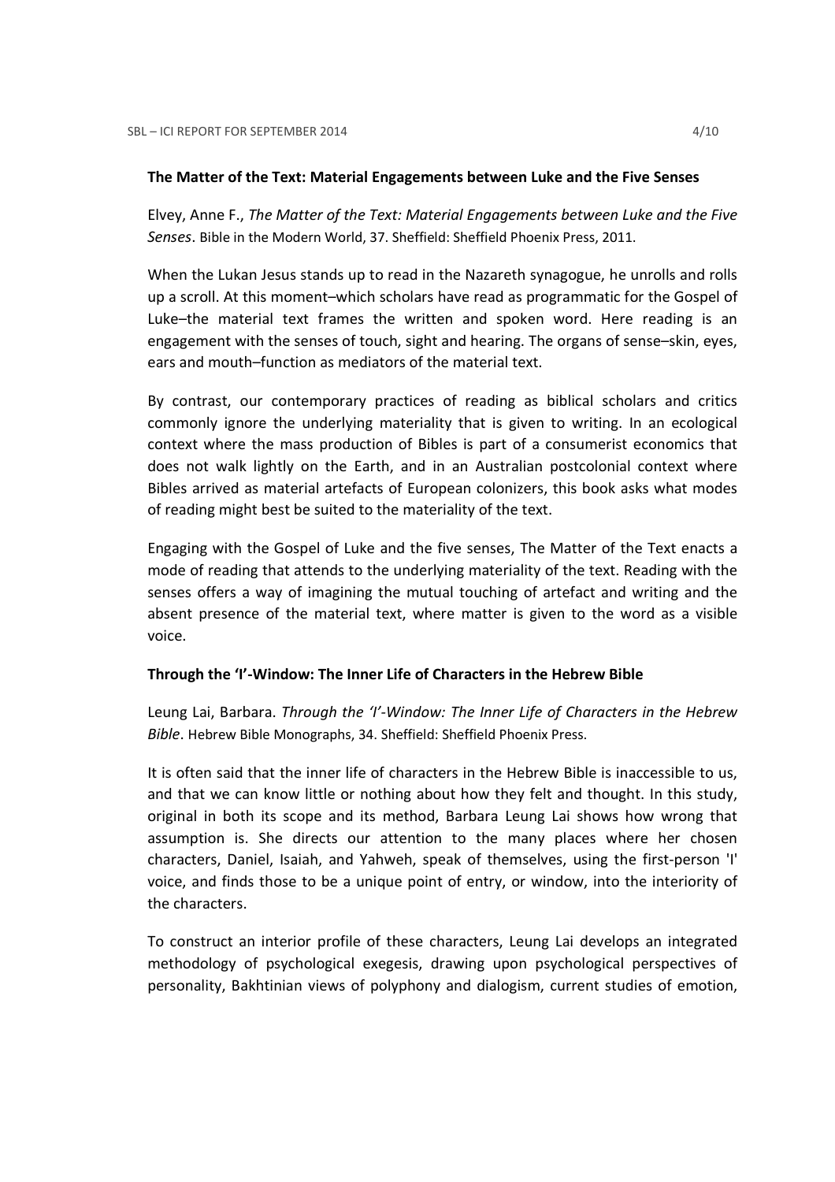**The Matter of the Text: Material Engagements between Luke and the Five Senses**

Elvey, Anne F., *The Matter of the Text: Material Engagements between Luke and the Five Senses*. Bible in the Modern World, 37. Sheffield: Sheffield Phoenix Press, 2011.

When the Lukan Jesus stands up to read in the Nazareth synagogue, he unrolls and rolls up a scroll. At this moment–which scholars have read as programmatic for the Gospel of Luke–the material text frames the written and spoken word. Here reading is an engagement with the senses of touch, sight and hearing. The organs of sense–skin, eyes, ears and mouth–function as mediators of the material text.

By contrast, our contemporary practices of reading as biblical scholars and critics commonly ignore the underlying materiality that is given to writing. In an ecological context where the mass production of Bibles is part of a consumerist economics that does not walk lightly on the Earth, and in an Australian postcolonial context where Bibles arrived as material artefacts of European colonizers, this book asks what modes of reading might best be suited to the materiality of the text.

Engaging with the Gospel of Luke and the five senses, The Matter of the Text enacts a mode of reading that attends to the underlying materiality of the text. Reading with the senses offers a way of imagining the mutual touching of artefact and writing and the absent presence of the material text, where matter is given to the word as a visible voice.

**Through the 'I'-Window: The Inner Life of Characters in the Hebrew Bible**

Leung Lai, Barbara. *Through the 'I'-Window: The Inner Life of Characters in the Hebrew Bible*. Hebrew Bible Monographs, 34. Sheffield: Sheffield Phoenix Press.

It is often said that the inner life of characters in the Hebrew Bible is inaccessible to us, and that we can know little or nothing about how they felt and thought. In this study, original in both its scope and its method, Barbara Leung Lai shows how wrong that assumption is. She directs our attention to the many places where her chosen characters, Daniel, Isaiah, and Yahweh, speak of themselves, using the first-person 'I' voice, and finds those to be a unique point of entry, or window, into the interiority of the characters.

To construct an interior profile of these characters, Leung Lai develops an integrated methodology of psychological exegesis, drawing upon psychological perspectives of personality, Bakhtinian views of polyphony and dialogism, current studies of emotion,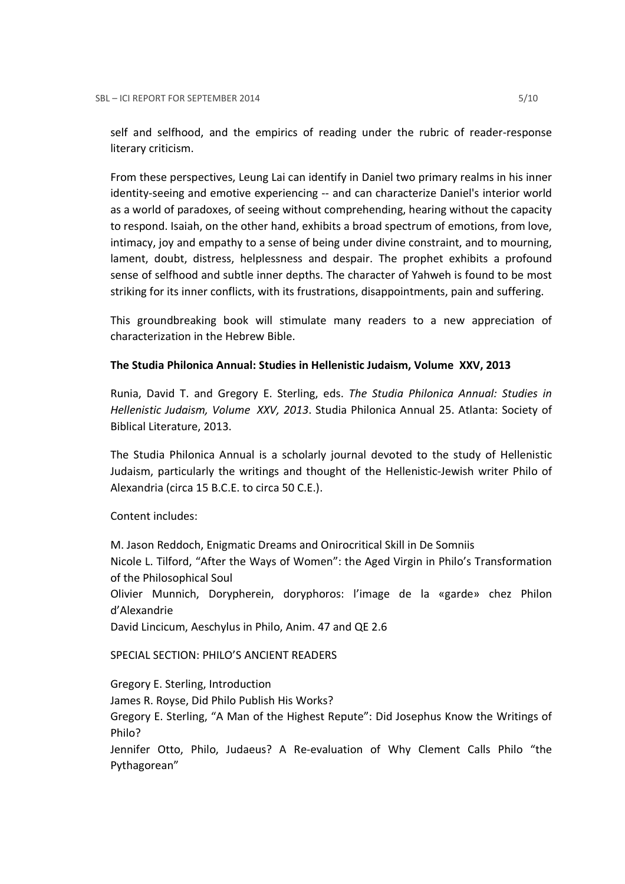self and selfhood, and the empirics of reading under the rubric of reader-response literary criticism.

From these perspectives, Leung Lai can identify in Daniel two primary realms in his inner identity-seeing and emotive experiencing -- and can characterize Daniel's interior world as a world of paradoxes, of seeing without comprehending, hearing without the capacity to respond. Isaiah, on the other hand, exhibits a broad spectrum of emotions, from love, intimacy, joy and empathy to a sense of being under divine constraint, and to mourning, lament, doubt, distress, helplessness and despair. The prophet exhibits a profound sense of selfhood and subtle inner depths. The character of Yahweh is found to be most striking for its inner conflicts, with its frustrations, disappointments, pain and suffering.

This groundbreaking book will stimulate many readers to a new appreciation of characterization in the Hebrew Bible.

**The Studia Philonica Annual: Studies in Hellenistic Judaism, Volume XXV, 2013**

Runia, David T. and Gregory E. Sterling, eds. *The Studia Philonica Annual: Studies in Hellenistic Judaism, Volume XXV, 2013*. Studia Philonica Annual 25. Atlanta: Society of Biblical Literature, 2013.

The Studia Philonica Annual is a scholarly journal devoted to the study of Hellenistic Judaism, particularly the writings and thought of the Hellenistic-Jewish writer Philo of Alexandria (circa 15 B.C.E. to circa 50 C.E.).

Content includes:

M. Jason Reddoch, Enigmatic Dreams and Onirocritical Skill in De Somniis  
Nicole L. Tilford, "After the Ways of Women": the Aged Virgin in Philo's Transformation of the Philosophical Soul  
Olivier Munnich, Dorypherein, doryphoros: l'image de la «garde» chez Philon d'Alexandrie  
David Lincicum, Aeschylus in Philo, Anim. 47 and QE 2.6

SPECIAL SECTION: PHILO'S ANCIENT READERS

Gregory E. Sterling, Introduction  
James R. Royse, Did Philo Publish His Works?  
Gregory E. Sterling, "A Man of the Highest Repute": Did Josephus Know the Writings of Philo?  
Jennifer Otto, Philo, Judaeus? A Re-evaluation of Why Clement Calls Philo "the Pythagorean"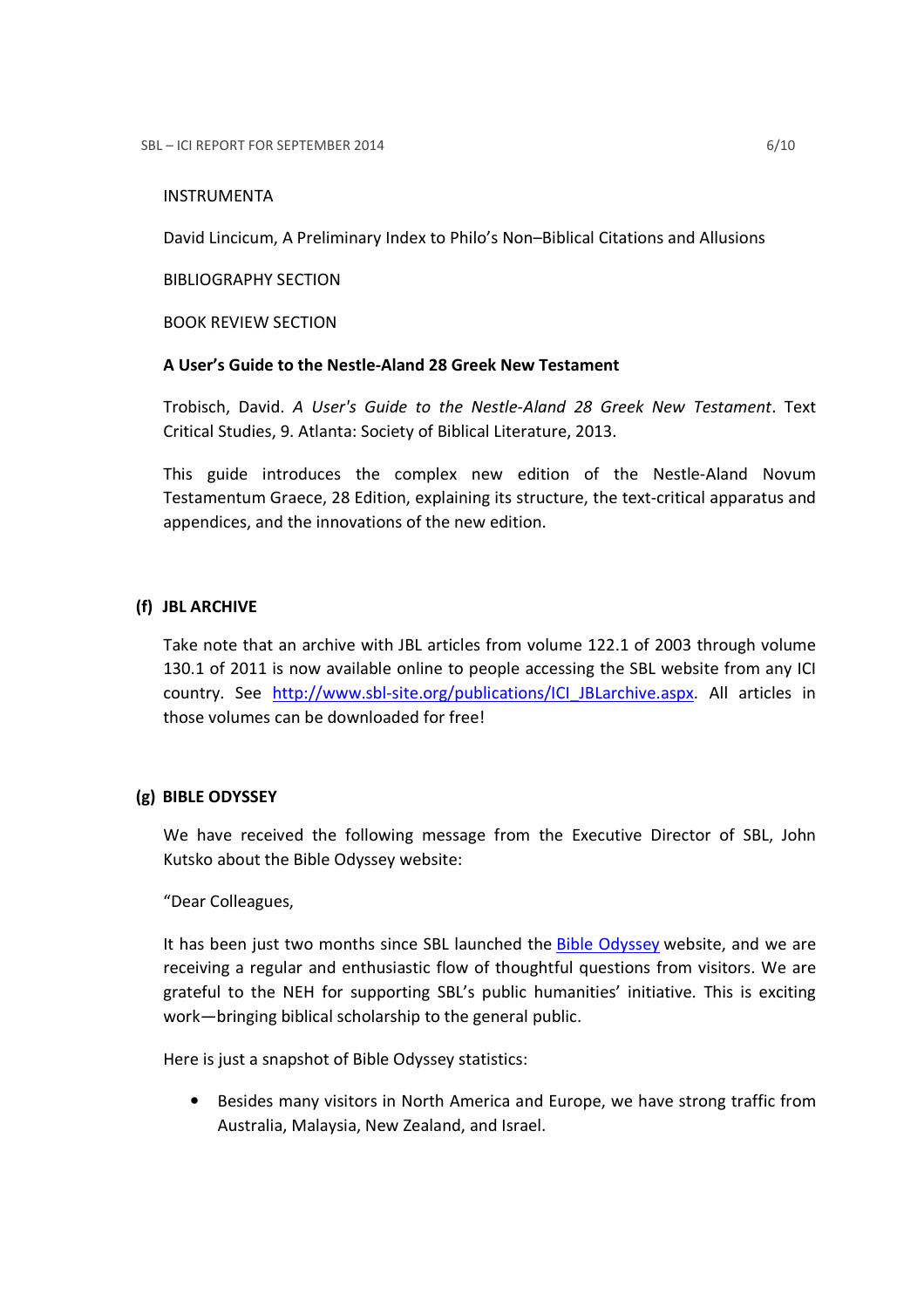INSTRUMENTA

David Lincicum, A Preliminary Index to Philo's Non–Biblical Citations and Allusions

BIBLIOGRAPHY SECTION

BOOK REVIEW SECTION

**A User's Guide to the Nestle-Aland 28 Greek New Testament**

Trobisch, David. *A User's Guide to the Nestle-Aland 28 Greek New Testament*. Text Critical Studies, 9. Atlanta: Society of Biblical Literature, 2013.

This guide introduces the complex new edition of the Nestle-Aland Novum Testamentum Graece, 28 Edition, explaining its structure, the text-critical apparatus and appendices, and the innovations of the new edition.

### (f) JBL ARCHIVE

Take note that an archive with JBL articles from volume 122.1 of 2003 through volume 130.1 of 2011 is now available online to people accessing the SBL website from any ICI country. See http://www.sbl-site.org/publications/ICI_JBLarchive.aspx. All articles in those volumes can be downloaded for free!

### (g) BIBLE ODYSSEY

We have received the following message from the Executive Director of SBL, John Kutsko about the Bible Odyssey website:

"Dear Colleagues,

It has been just two months since SBL launched the Bible Odyssey website, and we are receiving a regular and enthusiastic flow of thoughtful questions from visitors. We are grateful to the NEH for supporting SBL's public humanities' initiative. This is exciting work—bringing biblical scholarship to the general public.

Here is just a snapshot of Bible Odyssey statistics:

- Besides many visitors in North America and Europe, we have strong traffic from Australia, Malaysia, New Zealand, and Israel.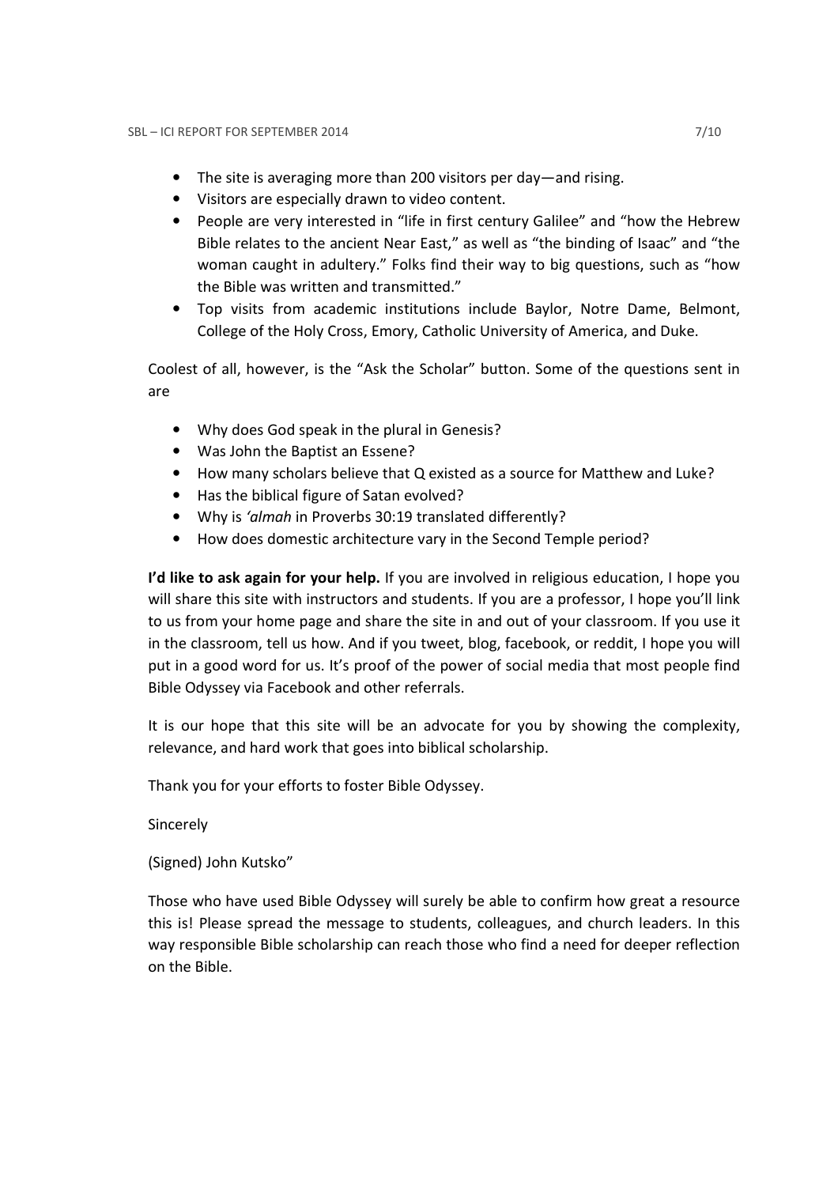- The site is averaging more than 200 visitors per day—and rising.
- Visitors are especially drawn to video content.
- People are very interested in "life in first century Galilee" and "how the Hebrew Bible relates to the ancient Near East," as well as "the binding of Isaac" and "the woman caught in adultery." Folks find their way to big questions, such as "how the Bible was written and transmitted."
- Top visits from academic institutions include Baylor, Notre Dame, Belmont, College of the Holy Cross, Emory, Catholic University of America, and Duke.

Coolest of all, however, is the "Ask the Scholar" button. Some of the questions sent in are

- Why does God speak in the plural in Genesis?
- Was John the Baptist an Essene?
- How many scholars believe that Q existed as a source for Matthew and Luke?
- Has the biblical figure of Satan evolved?
- Why is *'almah* in Proverbs 30:19 translated differently?
- How does domestic architecture vary in the Second Temple period?

**I'd like to ask again for your help.** If you are involved in religious education, I hope you will share this site with instructors and students. If you are a professor, I hope you'll link to us from your home page and share the site in and out of your classroom. If you use it in the classroom, tell us how. And if you tweet, blog, facebook, or reddit, I hope you will put in a good word for us. It's proof of the power of social media that most people find Bible Odyssey via Facebook and other referrals.

It is our hope that this site will be an advocate for you by showing the complexity, relevance, and hard work that goes into biblical scholarship.

Thank you for your efforts to foster Bible Odyssey.

Sincerely

(Signed) John Kutsko"

Those who have used Bible Odyssey will surely be able to confirm how great a resource this is! Please spread the message to students, colleagues, and church leaders. In this way responsible Bible scholarship can reach those who find a need for deeper reflection on the Bible.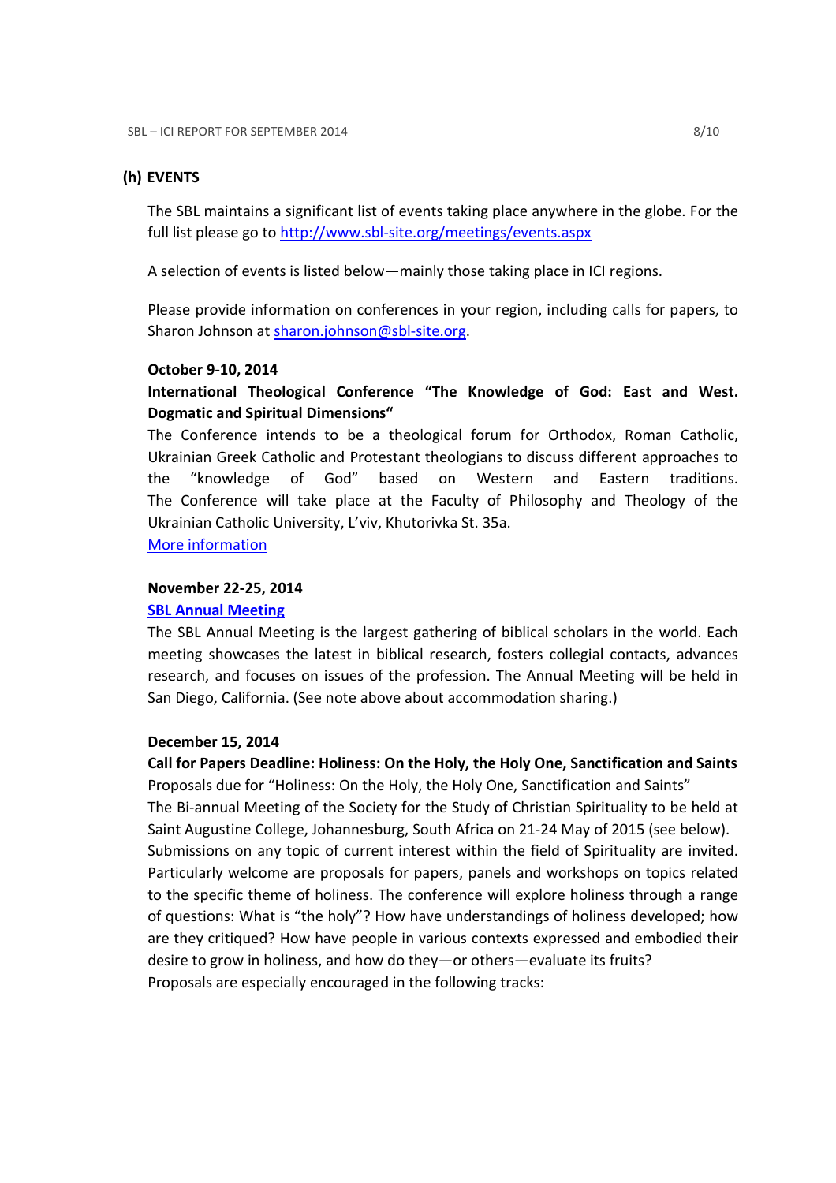## (h) EVENTS

The SBL maintains a significant list of events taking place anywhere in the globe. For the full list please go to http://www.sbl-site.org/meetings/events.aspx

A selection of events is listed below—mainly those taking place in ICI regions.

Please provide information on conferences in your region, including calls for papers, to Sharon Johnson at sharon.johnson@sbl-site.org.

**October 9-10, 2014**

**International Theological Conference "The Knowledge of God: East and West. Dogmatic and Spiritual Dimensions"**

The Conference intends to be a theological forum for Orthodox, Roman Catholic, Ukrainian Greek Catholic and Protestant theologians to discuss different approaches to the "knowledge of God" based on Western and Eastern traditions. The Conference will take place at the Faculty of Philosophy and Theology of the Ukrainian Catholic University, L'viv, Khutorivka St. 35a.

More information

**November 22-25, 2014**

**SBL Annual Meeting**

The SBL Annual Meeting is the largest gathering of biblical scholars in the world. Each meeting showcases the latest in biblical research, fosters collegial contacts, advances research, and focuses on issues of the profession. The Annual Meeting will be held in San Diego, California. (See note above about accommodation sharing.)

**December 15, 2014**

**Call for Papers Deadline: Holiness: On the Holy, the Holy One, Sanctification and Saints**

Proposals due for "Holiness: On the Holy, the Holy One, Sanctification and Saints"
The Bi-annual Meeting of the Society for the Study of Christian Spirituality to be held at Saint Augustine College, Johannesburg, South Africa on 21-24 May of 2015 (see below). Submissions on any topic of current interest within the field of Spirituality are invited. Particularly welcome are proposals for papers, panels and workshops on topics related to the specific theme of holiness. The conference will explore holiness through a range of questions: What is "the holy"? How have understandings of holiness developed; how are they critiqued? How have people in various contexts expressed and embodied their desire to grow in holiness, and how do they—or others—evaluate its fruits?
Proposals are especially encouraged in the following tracks: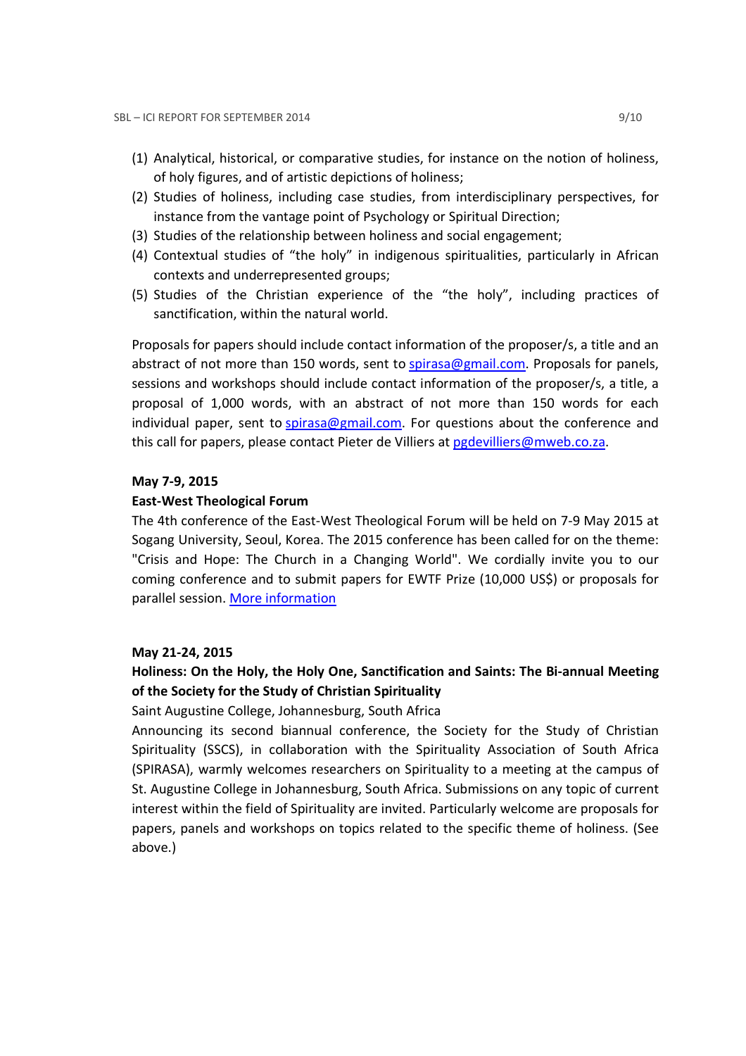(1) Analytical, historical, or comparative studies, for instance on the notion of holiness, of holy figures, and of artistic depictions of holiness;
(2) Studies of holiness, including case studies, from interdisciplinary perspectives, for instance from the vantage point of Psychology or Spiritual Direction;
(3) Studies of the relationship between holiness and social engagement;
(4) Contextual studies of "the holy" in indigenous spiritualities, particularly in African contexts and underrepresented groups;
(5) Studies of the Christian experience of the "the holy", including practices of sanctification, within the natural world.

Proposals for papers should include contact information of the proposer/s, a title and an abstract of not more than 150 words, sent to spirasa@gmail.com. Proposals for panels, sessions and workshops should include contact information of the proposer/s, a title, a proposal of 1,000 words, with an abstract of not more than 150 words for each individual paper, sent to spirasa@gmail.com. For questions about the conference and this call for papers, please contact Pieter de Villiers at pgdevilliers@mweb.co.za.

**May 7-9, 2015**

**East-West Theological Forum**

The 4th conference of the East-West Theological Forum will be held on 7-9 May 2015 at Sogang University, Seoul, Korea. The 2015 conference has been called for on the theme: "Crisis and Hope: The Church in a Changing World". We cordially invite you to our coming conference and to submit papers for EWTF Prize (10,000 US$) or proposals for parallel session. More information

**May 21-24, 2015**

**Holiness: On the Holy, the Holy One, Sanctification and Saints: The Bi-annual Meeting of the Society for the Study of Christian Spirituality**

Saint Augustine College, Johannesburg, South Africa

Announcing its second biannual conference, the Society for the Study of Christian Spirituality (SSCS), in collaboration with the Spirituality Association of South Africa (SPIRASA), warmly welcomes researchers on Spirituality to a meeting at the campus of St. Augustine College in Johannesburg, South Africa. Submissions on any topic of current interest within the field of Spirituality are invited. Particularly welcome are proposals for papers, panels and workshops on topics related to the specific theme of holiness. (See above.)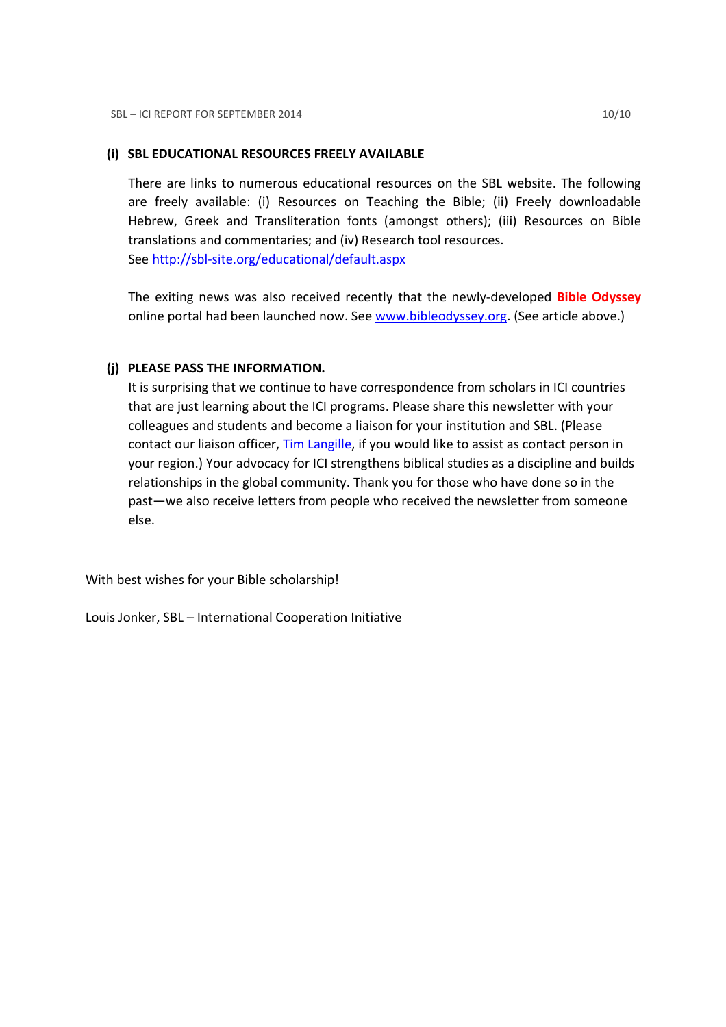**(i) SBL EDUCATIONAL RESOURCES FREELY AVAILABLE**

There are links to numerous educational resources on the SBL website. The following are freely available: (i) Resources on Teaching the Bible; (ii) Freely downloadable Hebrew, Greek and Transliteration fonts (amongst others); (iii) Resources on Bible translations and commentaries; and (iv) Research tool resources.
See [http://sbl-site.org/educational/default.aspx](http://sbl-site.org/educational/default.aspx)

The exiting news was also received recently that the newly-developed **Bible Odyssey** online portal had been launched now. See [www.bibleodyssey.org](http://www.bibleodyssey.org). (See article above.)

**(j) PLEASE PASS THE INFORMATION.**

It is surprising that we continue to have correspondence from scholars in ICI countries that are just learning about the ICI programs. Please share this newsletter with your colleagues and students and become a liaison for your institution and SBL. (Please contact our liaison officer, Tim Langille, if you would like to assist as contact person in your region.) Your advocacy for ICI strengthens biblical studies as a discipline and builds relationships in the global community. Thank you for those who have done so in the past—we also receive letters from people who received the newsletter from someone else.

With best wishes for your Bible scholarship!

Louis Jonker, SBL – International Cooperation Initiative